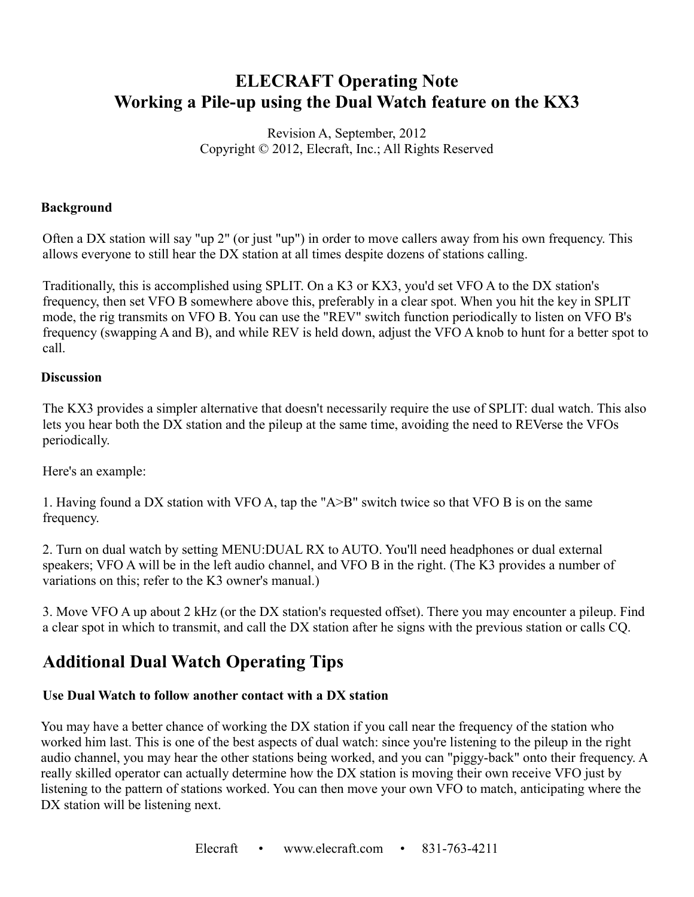# ELECRAFT Operating Note
# Working a Pile-up using the Dual Watch feature on the KX3

Revision A, September, 2012
Copyright © 2012, Elecraft, Inc.; All Rights Reserved

**Background**

Often a DX station will say "up 2" (or just "up") in order to move callers away from his own frequency. This allows everyone to still hear the DX station at all times despite dozens of stations calling.

Traditionally, this is accomplished using SPLIT. On a K3 or KX3, you'd set VFO A to the DX station's frequency, then set VFO B somewhere above this, preferably in a clear spot. When you hit the key in SPLIT mode, the rig transmits on VFO B. You can use the "REV" switch function periodically to listen on VFO B's frequency (swapping A and B), and while REV is held down, adjust the VFO A knob to hunt for a better spot to call.

**Discussion**

The KX3 provides a simpler alternative that doesn't necessarily require the use of SPLIT: dual watch. This also lets you hear both the DX station and the pileup at the same time, avoiding the need to REVerse the VFOs periodically.

Here's an example:

1. Having found a DX station with VFO A, tap the "A>B" switch twice so that VFO B is on the same frequency.

2. Turn on dual watch by setting MENU:DUAL RX to AUTO. You'll need headphones or dual external speakers; VFO A will be in the left audio channel, and VFO B in the right. (The K3 provides a number of variations on this; refer to the K3 owner's manual.)

3. Move VFO A up about 2 kHz (or the DX station's requested offset). There you may encounter a pileup. Find a clear spot in which to transmit, and call the DX station after he signs with the previous station or calls CQ.

## Additional Dual Watch Operating Tips

**Use Dual Watch to follow another contact with a DX station**

You may have a better chance of working the DX station if you call near the frequency of the station who worked him last. This is one of the best aspects of dual watch: since you're listening to the pileup in the right audio channel, you may hear the other stations being worked, and you can "piggy-back" onto their frequency. A really skilled operator can actually determine how the DX station is moving their own receive VFO just by listening to the pattern of stations worked. You can then move your own VFO to match, anticipating where the DX station will be listening next.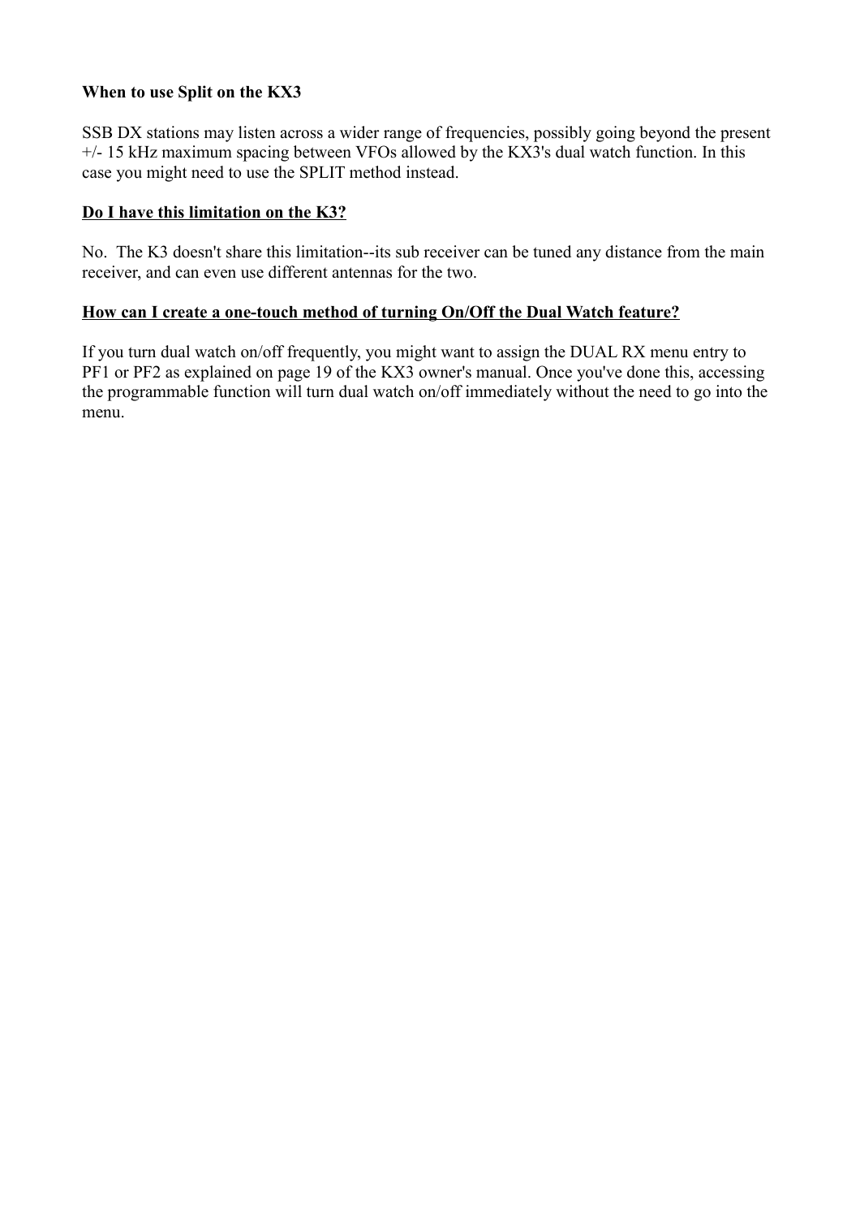**When to use Split on the KX3**

SSB DX stations may listen across a wider range of frequencies, possibly going beyond the present +/- 15 kHz maximum spacing between VFOs allowed by the KX3's dual watch function. In this case you might need to use the SPLIT method instead.

**<u>Do I have this limitation on the K3?</u>**

No.  The K3 doesn't share this limitation--its sub receiver can be tuned any distance from the main receiver, and can even use different antennas for the two.

**<u>How can I create a one-touch method of turning On/Off the Dual Watch feature?</u>**

If you turn dual watch on/off frequently, you might want to assign the DUAL RX menu entry to PF1 or PF2 as explained on page 19 of the KX3 owner's manual. Once you've done this, accessing the programmable function will turn dual watch on/off immediately without the need to go into the menu.